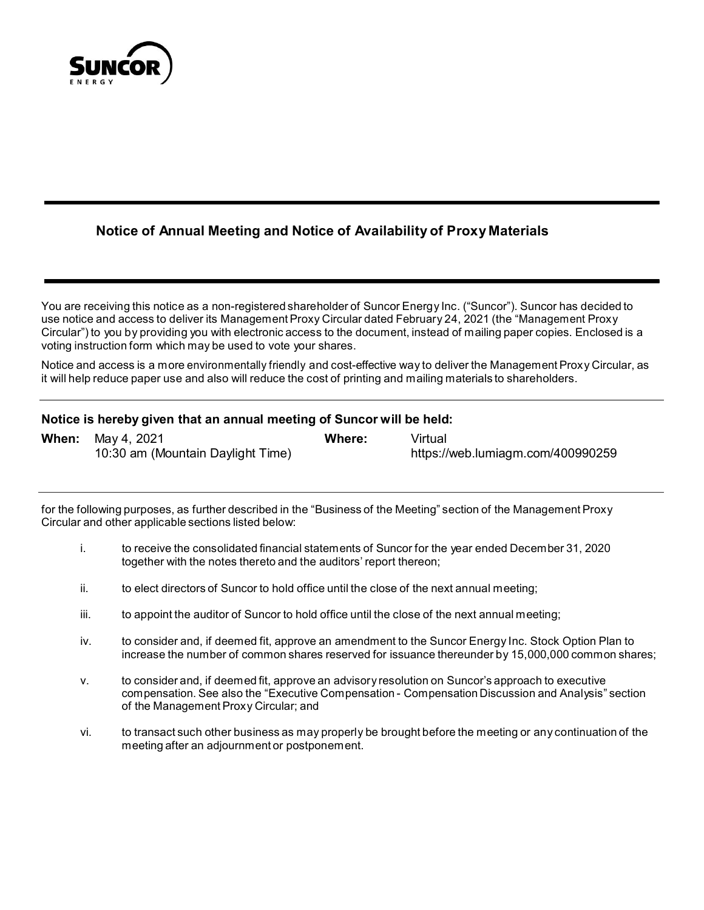# Notice of Annual Meeting and Notice of Availability of Proxy Materials

You are receiving this notice as a non-registered shareholder of Suncor Energy Inc. ("Suncor"). Suncor has decided to use notice and access to deliver its Management Proxy Circular dated February 24, 2021 (the "Management Proxy Circular") to you by providing you with electronic access to the document, instead of mailing paper copies. Enclosed is a voting instruction form which may be used to vote your shares.

Notice and access is a more environmentally friendly and cost-effective way to deliver the Management Proxy Circular, as it will help reduce paper use and also will reduce the cost of printing and mailing materials to shareholders.

**Notice is hereby given that an annual meeting of Suncor will be held:**

**When:** May 4, 2021
10:30 am (Mountain Daylight Time)

**Where:** Virtual
https://web.lumiagm.com/400990259

for the following purposes, as further described in the "Business of the Meeting" section of the Management Proxy Circular and other applicable sections listed below:

i. to receive the consolidated financial statements of Suncor for the year ended December 31, 2020 together with the notes thereto and the auditors' report thereon;

ii. to elect directors of Suncor to hold office until the close of the next annual meeting;

iii. to appoint the auditor of Suncor to hold office until the close of the next annual meeting;

iv. to consider and, if deemed fit, approve an amendment to the Suncor Energy Inc. Stock Option Plan to increase the number of common shares reserved for issuance thereunder by 15,000,000 common shares;

v. to consider and, if deemed fit, approve an advisory resolution on Suncor's approach to executive compensation. See also the "Executive Compensation - Compensation Discussion and Analysis" section of the Management Proxy Circular; and

vi. to transact such other business as may properly be brought before the meeting or any continuation of the meeting after an adjournment or postponement.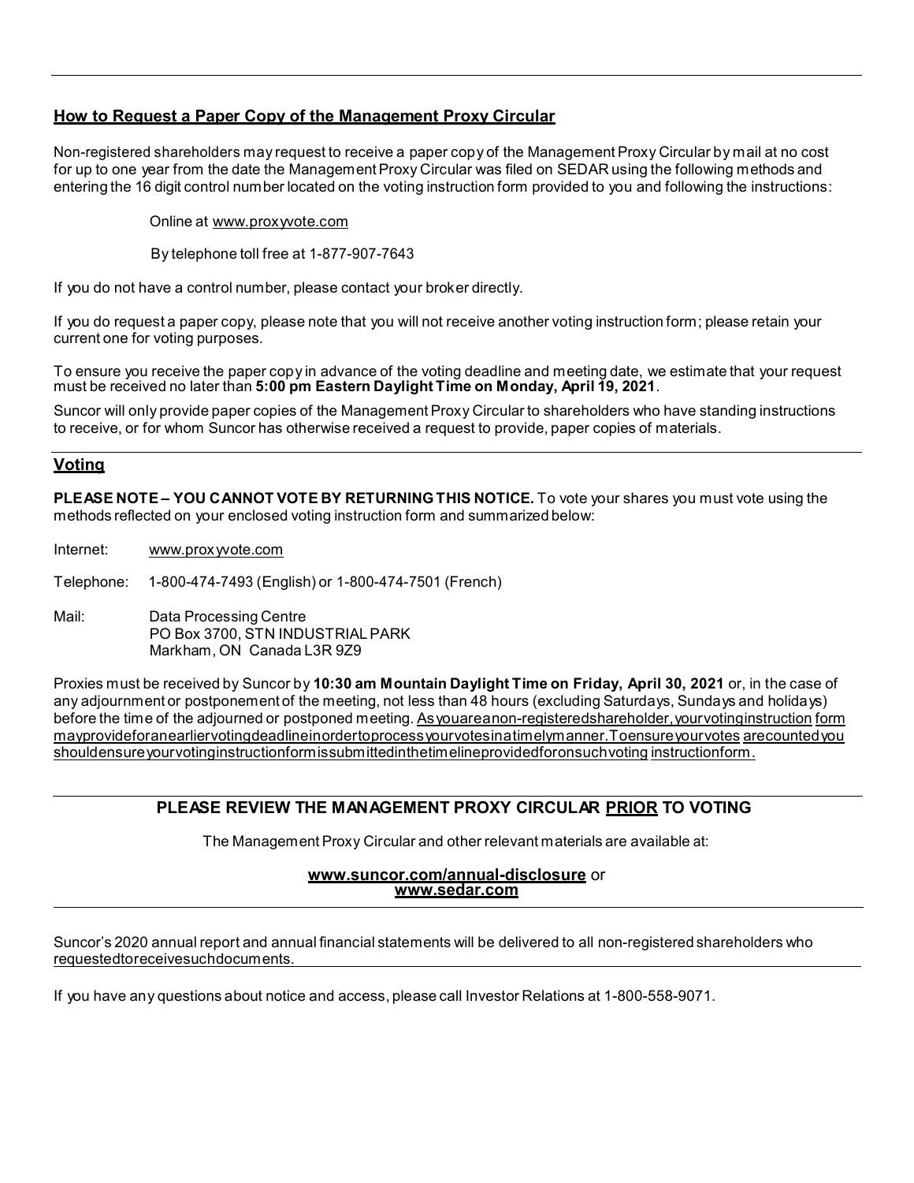## How to Request a Paper Copy of the Management Proxy Circular

Non-registered shareholders may request to receive a paper copy of the Management Proxy Circular by mail at no cost for up to one year from the date the Management Proxy Circular was filed on SEDAR using the following methods and entering the 16 digit control number located on the voting instruction form provided to you and following the instructions:

Online at www.proxyvote.com

By telephone toll free at 1-877-907-7643

If you do not have a control number, please contact your broker directly.

If you do request a paper copy, please note that you will not receive another voting instruction form; please retain your current one for voting purposes.

To ensure you receive the paper copy in advance of the voting deadline and meeting date, we estimate that your request must be received no later than **5:00 pm Eastern Daylight Time on Monday, April 19, 2021**.

Suncor will only provide paper copies of the Management Proxy Circular to shareholders who have standing instructions to receive, or for whom Suncor has otherwise received a request to provide, paper copies of materials.

## Voting

**PLEASE NOTE – YOU CANNOT VOTE BY RETURNING THIS NOTICE.** To vote your shares you must vote using the methods reflected on your enclosed voting instruction form and summarized below:

Internet: www.proxyvote.com

Telephone: 1-800-474-7493 (English) or 1-800-474-7501 (French)

Mail: Data Processing Centre
PO Box 3700, STN INDUSTRIAL PARK
Markham, ON Canada L3R 9Z9

Proxies must be received by Suncor by **10:30 am Mountain Daylight Time on Friday, April 30, 2021** or, in the case of any adjournment or postponement of the meeting, not less than 48 hours (excluding Saturdays, Sundays and holidays) before the time of the adjourned or postponed meeting. As you are a non-registered shareholder, your voting instruction form may provide for an earlier voting deadline in order to process your votes in a timely manner. To ensure your votes are counted you should ensure your voting instruction form is submitted in the timeline provided for such voting instruction form.

**PLEASE REVIEW THE MANAGEMENT PROXY CIRCULAR PRIOR TO VOTING**

The Management Proxy Circular and other relevant materials are available at:

**www.suncor.com/annual-disclosure** or
**www.sedar.com**

Suncor's 2020 annual report and annual financial statements will be delivered to all non-registered shareholders who requested to receive such documents.

If you have any questions about notice and access, please call Investor Relations at 1-800-558-9071.